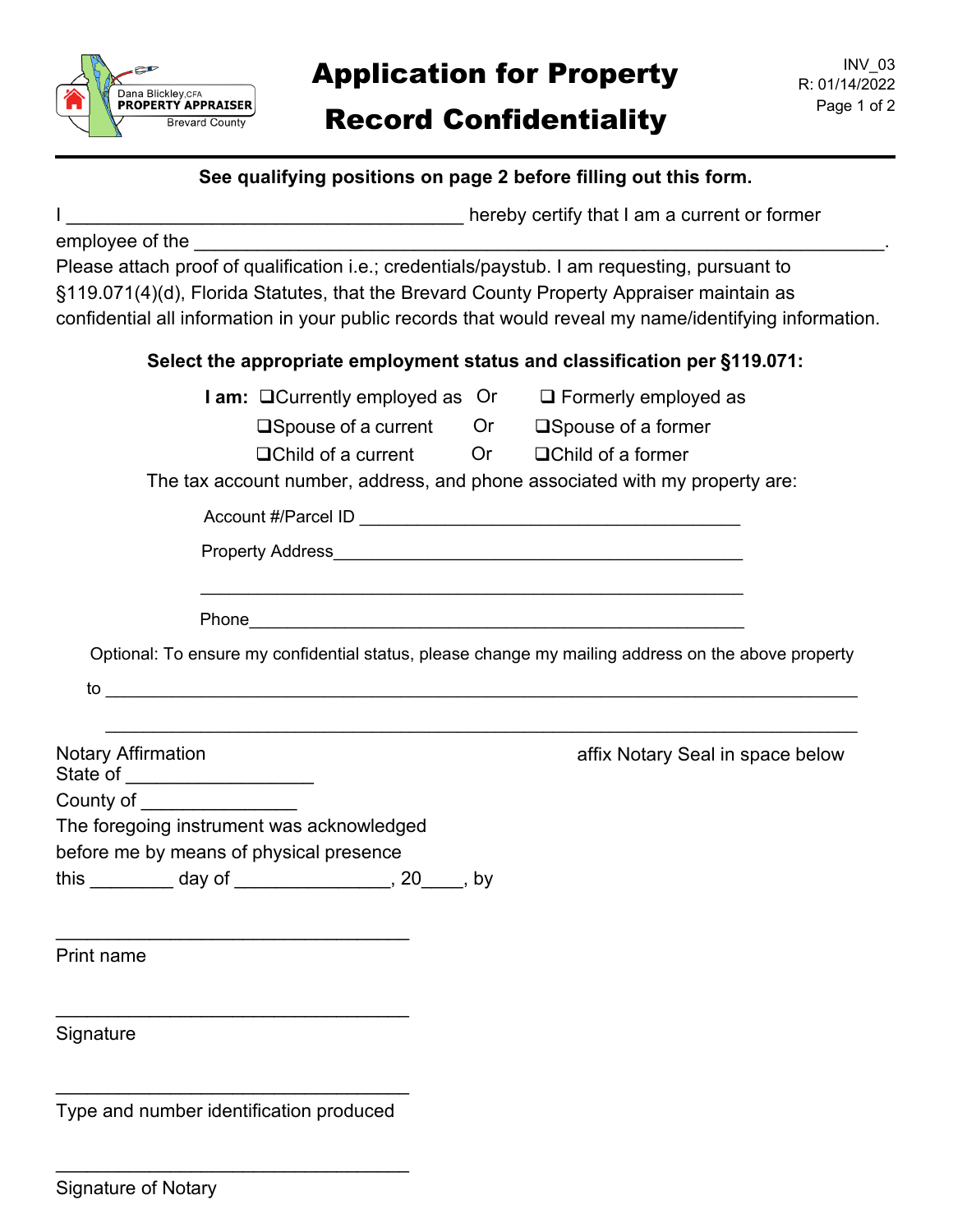Dana Blickley, CFA
PROPERTY APPRAISER
Brevard County

# Application for Property Record Confidentiality

INV_03
R: 01/14/2022

**See qualifying positions on page 2 before filling out this form.**

I ________________________________________ hereby certify that I am a current or former employee of the ______________________________________________________________________.
Please attach proof of qualification i.e.; credentials/paystub. I am requesting, pursuant to §119.071(4)(d), Florida Statutes, that the Brevard County Property Appraiser maintain as confidential all information in your public records that would reveal my name/identifying information.

**Select the appropriate employment status and classification per §119.071:**

**I am:** ❑Currently employed as Or ❑ Formerly employed as
❑Spouse of a current Or ❑Spouse of a former
❑Child of a current Or ❑Child of a former

The tax account number, address, and phone associated with my property are:

Account #/Parcel ID ________________________________________

Property Address____________________________________________

____________________________________________________________

Phone______________________________________________________

Optional: To ensure my confidential status, please change my mailing address on the above property to ____________________________________________________________________________

____________________________________________________________________________

Notary Affirmation
State of __________________
County of _______________
The foregoing instrument was acknowledged before me by means of physical presence this ________ day of _______________, 20____, by

affix Notary Seal in space below

____________________________________
Print name

____________________________________
Signature

____________________________________
Type and number identification produced

____________________________________
Signature of Notary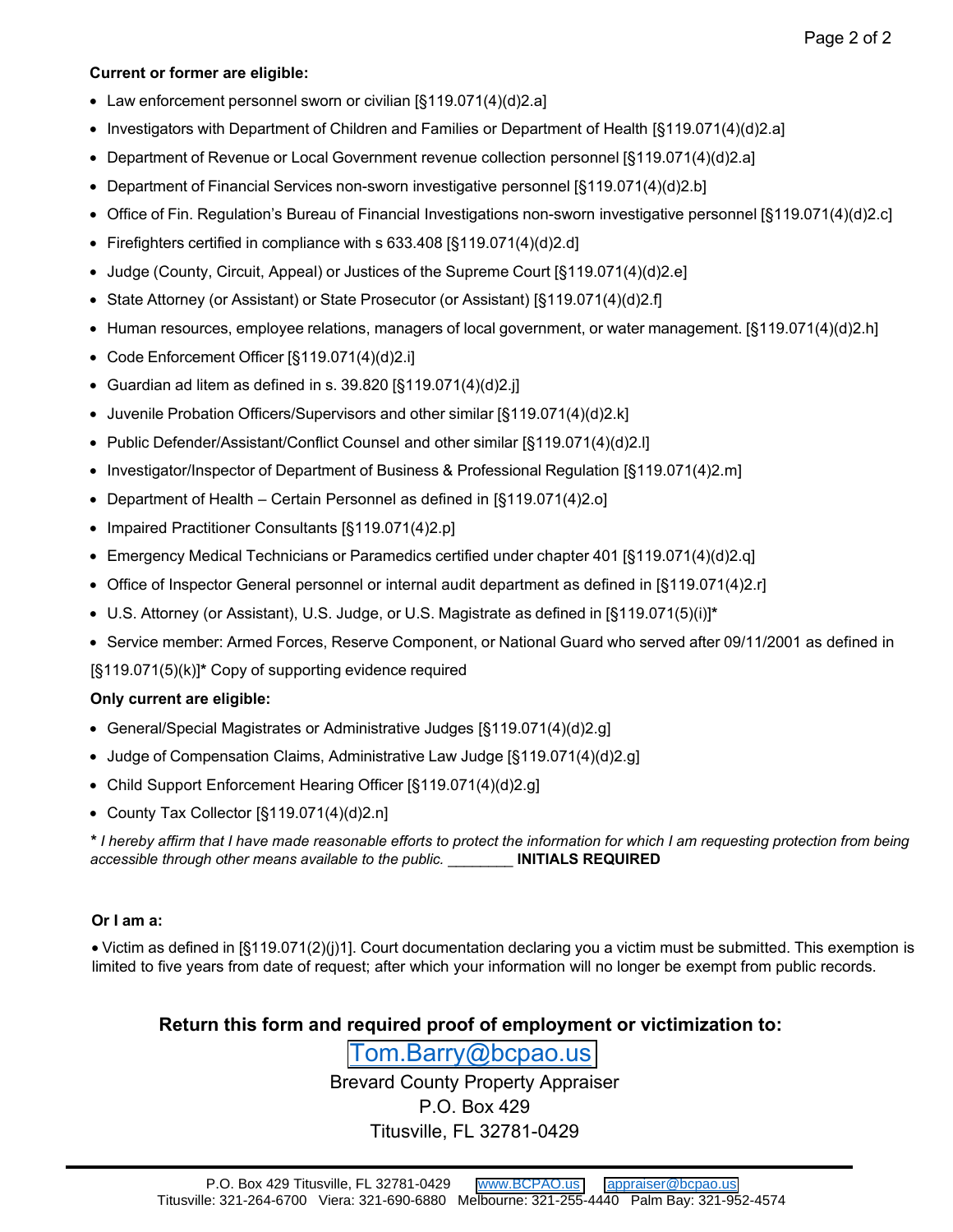**Current or former are eligible:**

- Law enforcement personnel sworn or civilian [§119.071(4)(d)2.a]
- Investigators with Department of Children and Families or Department of Health [§119.071(4)(d)2.a]
- Department of Revenue or Local Government revenue collection personnel [§119.071(4)(d)2.a]
- Department of Financial Services non-sworn investigative personnel [§119.071(4)(d)2.b]
- Office of Fin. Regulation's Bureau of Financial Investigations non-sworn investigative personnel [§119.071(4)(d)2.c]
- Firefighters certified in compliance with s 633.408 [§119.071(4)(d)2.d]
- Judge (County, Circuit, Appeal) or Justices of the Supreme Court [§119.071(4)(d)2.e]
- State Attorney (or Assistant) or State Prosecutor (or Assistant) [§119.071(4)(d)2.f]
- Human resources, employee relations, managers of local government, or water management. [§119.071(4)(d)2.h]
- Code Enforcement Officer [§119.071(4)(d)2.i]
- Guardian ad litem as defined in s. 39.820 [§119.071(4)(d)2.j]
- Juvenile Probation Officers/Supervisors and other similar [§119.071(4)(d)2.k]
- Public Defender/Assistant/Conflict Counsel and other similar [§119.071(4)(d)2.l]
- Investigator/Inspector of Department of Business & Professional Regulation [§119.071(4)2.m]
- Department of Health – Certain Personnel as defined in [§119.071(4)2.o]
- Impaired Practitioner Consultants [§119.071(4)2.p]
- Emergency Medical Technicians or Paramedics certified under chapter 401 [§119.071(4)(d)2.q]
- Office of Inspector General personnel or internal audit department as defined in [§119.071(4)2.r]
- U.S. Attorney (or Assistant), U.S. Judge, or U.S. Magistrate as defined in [§119.071(5)(i)]*
- Service member: Armed Forces, Reserve Component, or National Guard who served after 09/11/2001 as defined in [§119.071(5)(k)]* Copy of supporting evidence required

**Only current are eligible:**

- General/Special Magistrates or Administrative Judges [§119.071(4)(d)2.g]
- Judge of Compensation Claims, Administrative Law Judge [§119.071(4)(d)2.g]
- Child Support Enforcement Hearing Officer [§119.071(4)(d)2.g]
- County Tax Collector [§119.071(4)(d)2.n]

**\*** *I hereby affirm that I have made reasonable efforts to protect the information for which I am requesting protection from being accessible through other means available to the public.* ________ **INITIALS REQUIRED**

**Or I am a:**

- Victim as defined in [§119.071(2)(j)1]. Court documentation declaring you a victim must be submitted. This exemption is limited to five years from date of request; after which your information will no longer be exempt from public records.

**Return this form and required proof of employment or victimization to:**

Tom.Barry@bcpao.us

Brevard County Property Appraiser
P.O. Box 429
Titusville, FL 32781-0429

P.O. Box 429 Titusville, FL 32781-0429 www.BCPAO.us appraiser@bcpao.us
Titusville: 321-264-6700 Viera: 321-690-6880 Melbourne: 321-255-4440 Palm Bay: 321-952-4574